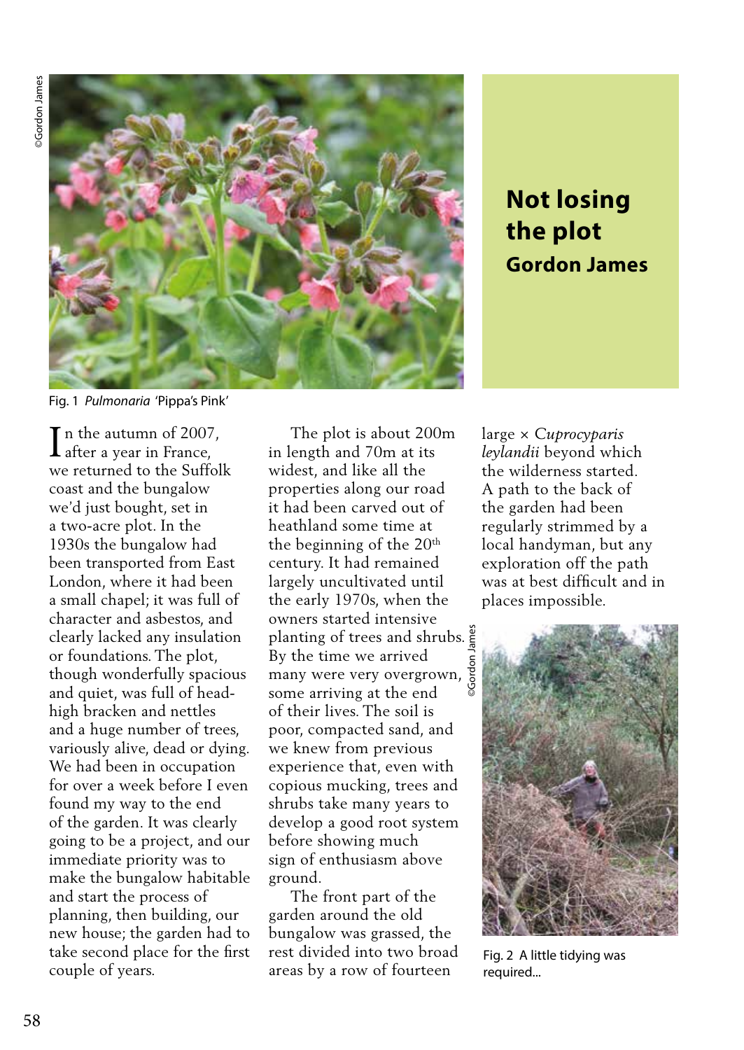# Not losing the plot

## Gordon James

Fig. 1 *Pulmonaria* 'Pippa's Pink'

In the autumn of 2007, after a year in France, we returned to the Suffolk coast and the bungalow we'd just bought, set in a two-acre plot. In the 1930s the bungalow had been transported from East London, where it had been a small chapel; it was full of character and asbestos, and clearly lacked any insulation or foundations. The plot, though wonderfully spacious and quiet, was full of head-high bracken and nettles and a huge number of trees, variously alive, dead or dying. We had been in occupation for over a week before I even found my way to the end of the garden. It was clearly going to be a project, and our immediate priority was to make the bungalow habitable and start the process of planning, then building, our new house; the garden had to take second place for the first couple of years.

The plot is about 200m in length and 70m at its widest, and like all the properties along our road it had been carved out of heathland some time at the beginning of the 20th century. It had remained largely uncultivated until the early 1970s, when the owners started intensive planting of trees and shrubs. By the time we arrived many were very overgrown, some arriving at the end of their lives. The soil is poor, compacted sand, and we knew from previous experience that, even with copious mucking, trees and shrubs take many years to develop a good root system before showing much sign of enthusiasm above ground.

The front part of the garden around the old bungalow was grassed, the rest divided into two broad areas by a row of fourteen large × *Cuprocyparis leylandii* beyond which the wilderness started. A path to the back of the garden had been regularly strimmed by a local handyman, but any exploration off the path was at best difficult and in places impossible.

Fig. 2 A little tidying was required...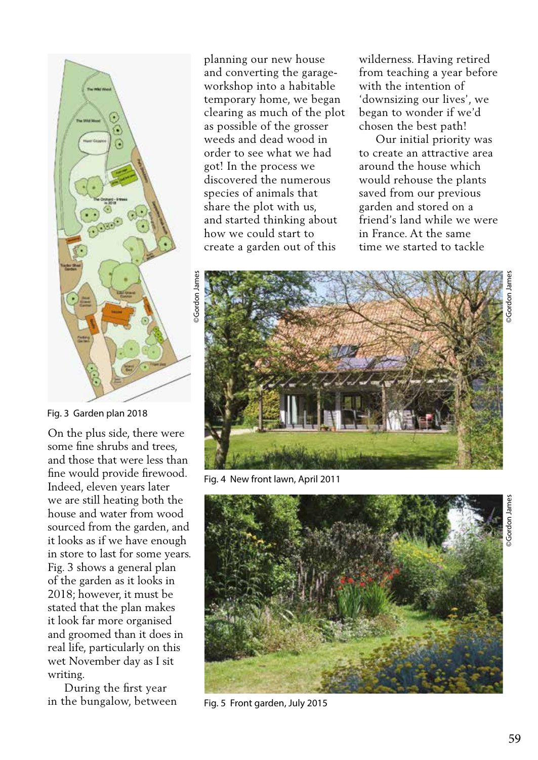Fig. 3 Garden plan 2018

On the plus side, there were some fine shrubs and trees, and those that were less than fine would provide firewood. Indeed, eleven years later we are still heating both the house and water from wood sourced from the garden, and it looks as if we have enough in store to last for some years. Fig. 3 shows a general plan of the garden as it looks in 2018; however, it must be stated that the plan makes it look far more organised and groomed than it does in real life, particularly on this wet November day as I sit writing.

During the first year in the bungalow, between planning our new house and converting the garage-workshop into a habitable temporary home, we began clearing as much of the plot as possible of the grosser weeds and dead wood in order to see what we had got! In the process we discovered the numerous species of animals that share the plot with us, and started thinking about how we could start to create a garden out of this wilderness. Having retired from teaching a year before with the intention of 'downsizing our lives', we began to wonder if we'd chosen the best path!

Our initial priority was to create an attractive area around the house which would rehouse the plants saved from our previous garden and stored on a friend's land while we were in France. At the same time we started to tackle

©Gordon James

Fig. 4 New front lawn, April 2011

©Gordon James

Fig. 5 Front garden, July 2015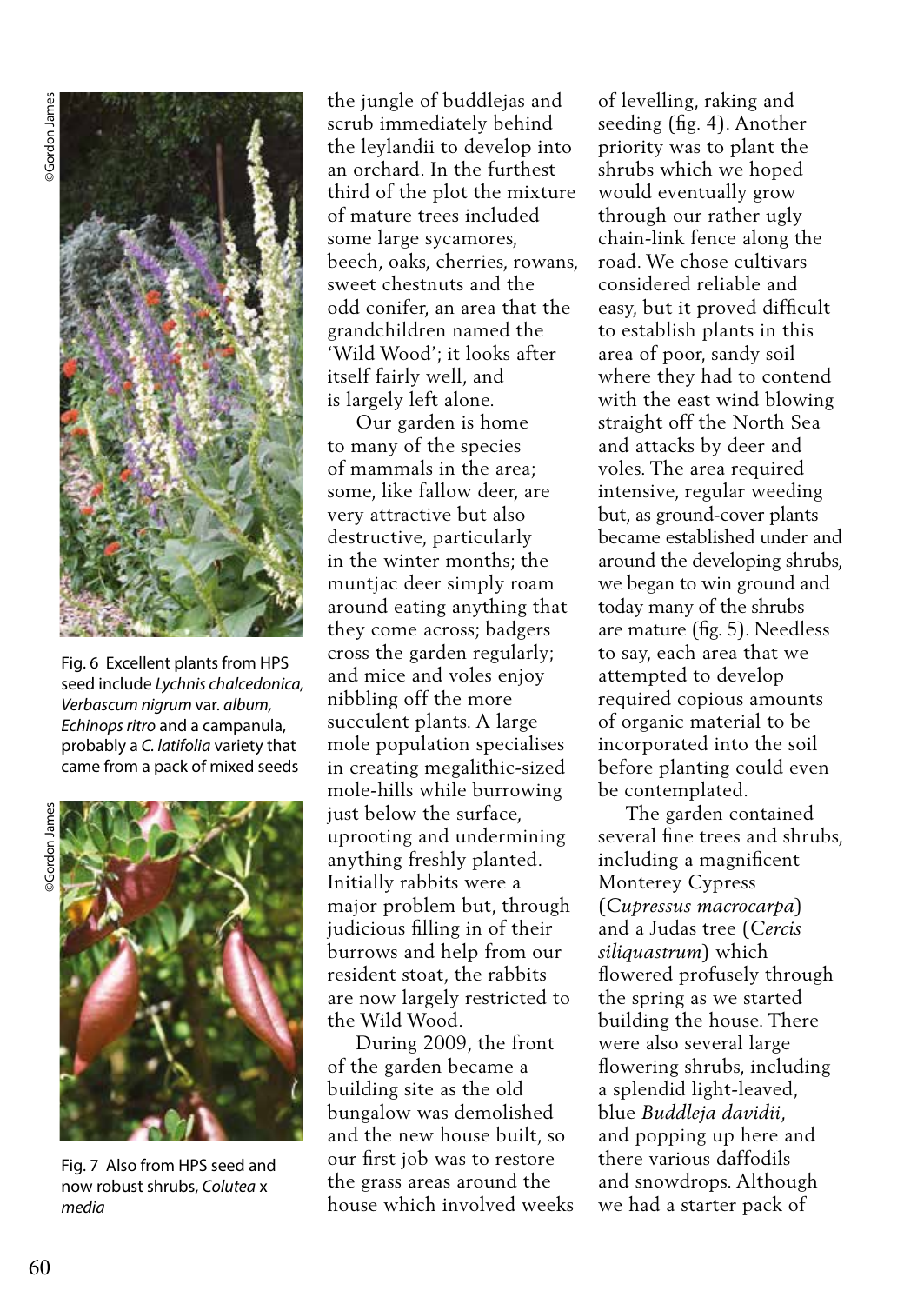Fig. 6 Excellent plants from HPS seed include *Lychnis chalcedonica, Verbascum nigrum* var. *album, Echinops ritro* and a campanula, probably a *C. latifolia* variety that came from a pack of mixed seeds

Fig. 7 Also from HPS seed and now robust shrubs, *Colutea* x *media*

the jungle of buddlejas and scrub immediately behind the leylandii to develop into an orchard. In the furthest third of the plot the mixture of mature trees included some large sycamores, beech, oaks, cherries, rowans, sweet chestnuts and the odd conifer, an area that the grandchildren named the 'Wild Wood'; it looks after itself fairly well, and is largely left alone.

Our garden is home to many of the species of mammals in the area; some, like fallow deer, are very attractive but also destructive, particularly in the winter months; the muntjac deer simply roam around eating anything that they come across; badgers cross the garden regularly; and mice and voles enjoy nibbling off the more succulent plants. A large mole population specialises in creating megalithic-sized mole-hills while burrowing just below the surface, uprooting and undermining anything freshly planted. Initially rabbits were a major problem but, through judicious filling in of their burrows and help from our resident stoat, the rabbits are now largely restricted to the Wild Wood.

During 2009, the front of the garden became a building site as the old bungalow was demolished and the new house built, so our first job was to restore the grass areas around the house which involved weeks of levelling, raking and seeding (fig. 4). Another priority was to plant the shrubs which we hoped would eventually grow through our rather ugly chain-link fence along the road. We chose cultivars considered reliable and easy, but it proved difficult to establish plants in this area of poor, sandy soil where they had to contend with the east wind blowing straight off the North Sea and attacks by deer and voles. The area required intensive, regular weeding but, as ground-cover plants became established under and around the developing shrubs, we began to win ground and today many of the shrubs are mature (fig. 5). Needless to say, each area that we attempted to develop required copious amounts of organic material to be incorporated into the soil before planting could even be contemplated.

The garden contained several fine trees and shrubs, including a magnificent Monterey Cypress (*Cupressus macrocarpa*) and a Judas tree (*Cercis siliquastrum*) which flowered profusely through the spring as we started building the house. There were also several large flowering shrubs, including a splendid light-leaved, blue *Buddleja davidii*, and popping up here and there various daffodils and snowdrops. Although we had a starter pack of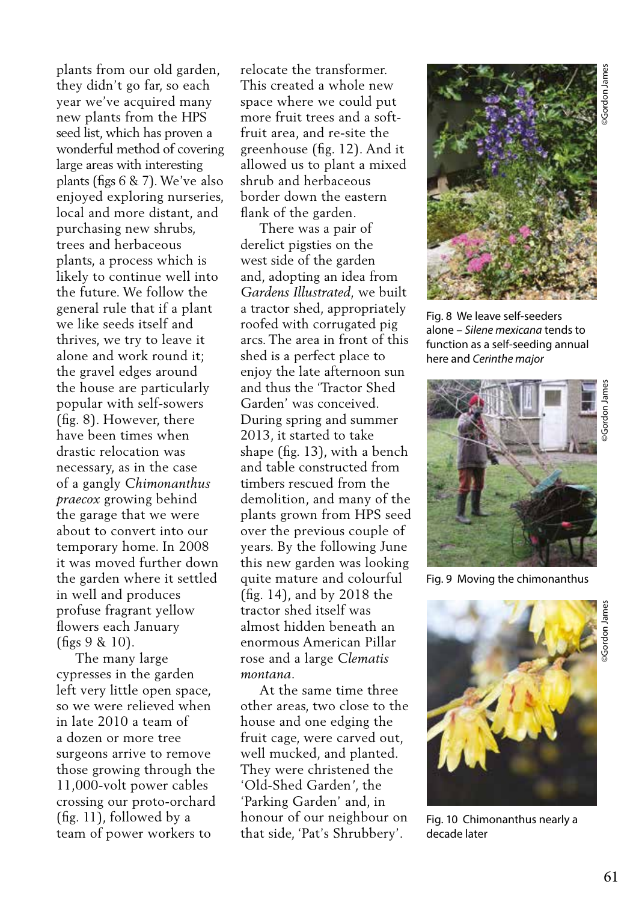plants from our old garden, they didn't go far, so each year we've acquired many new plants from the HPS seed list, which has proven a wonderful method of covering large areas with interesting plants (figs 6 & 7). We've also enjoyed exploring nurseries, local and more distant, and purchasing new shrubs, trees and herbaceous plants, a process which is likely to continue well into the future. We follow the general rule that if a plant we like seeds itself and thrives, we try to leave it alone and work round it; the gravel edges around the house are particularly popular with self-sowers (fig. 8). However, there have been times when drastic relocation was necessary, as in the case of a gangly *Chimonanthus praecox* growing behind the garage that we were about to convert into our temporary home. In 2008 it was moved further down the garden where it settled in well and produces profuse fragrant yellow flowers each January (figs 9 & 10).

The many large cypresses in the garden left very little open space, so we were relieved when in late 2010 a team of a dozen or more tree surgeons arrive to remove those growing through the 11,000-volt power cables crossing our proto-orchard (fig. 11), followed by a team of power workers to relocate the transformer. This created a whole new space where we could put more fruit trees and a soft-fruit area, and re-site the greenhouse (fig. 12). And it allowed us to plant a mixed shrub and herbaceous border down the eastern flank of the garden.

There was a pair of derelict pigsties on the west side of the garden and, adopting an idea from *Gardens Illustrated*, we built a tractor shed, appropriately roofed with corrugated pig arcs. The area in front of this shed is a perfect place to enjoy the late afternoon sun and thus the 'Tractor Shed Garden' was conceived. During spring and summer 2013, it started to take shape (fig. 13), with a bench and table constructed from timbers rescued from the demolition, and many of the plants grown from HPS seed over the previous couple of years. By the following June this new garden was looking quite mature and colourful (fig. 14), and by 2018 the tractor shed itself was almost hidden beneath an enormous American Pillar rose and a large *Clematis montana*.

At the same time three other areas, two close to the house and one edging the fruit cage, were carved out, well mucked, and planted. They were christened the 'Old-Shed Garden', the 'Parking Garden' and, in honour of our neighbour on that side, 'Pat's Shrubbery'.

©Gordon James

Fig. 8 We leave self-seeders alone – *Silene mexicana* tends to function as a self-seeding annual here and *Cerinthe major*

©Gordon James

Fig. 9 Moving the chimonanthus

©Gordon James

Fig. 10 Chimonanthus nearly a decade later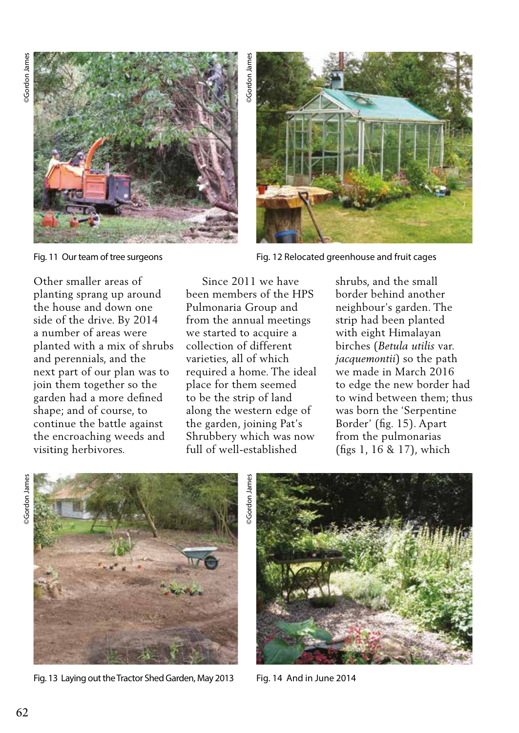Fig. 11 Our team of tree surgeons

Fig. 12 Relocated greenhouse and fruit cages

Other smaller areas of planting sprang up around the house and down one side of the drive. By 2014 a number of areas were planted with a mix of shrubs and perennials, and the next part of our plan was to join them together so the garden had a more defined shape; and of course, to continue the battle against the encroaching weeds and visiting herbivores.

Since 2011 we have been members of the HPS Pulmonaria Group and from the annual meetings we started to acquire a collection of different varieties, all of which required a home. The ideal place for them seemed to be the strip of land along the western edge of the garden, joining Pat's Shrubbery which was now full of well-established shrubs, and the small border behind another neighbour's garden. The strip had been planted with eight Himalayan birches (*Betula utilis* var. *jacquemontii*) so the path we made in March 2016 to edge the new border had to wind between them; thus was born the 'Serpentine Border' (fig. 15). Apart from the pulmonarias (figs 1, 16 & 17), which

Fig. 13 Laying out the Tractor Shed Garden, May 2013

Fig. 14 And in June 2014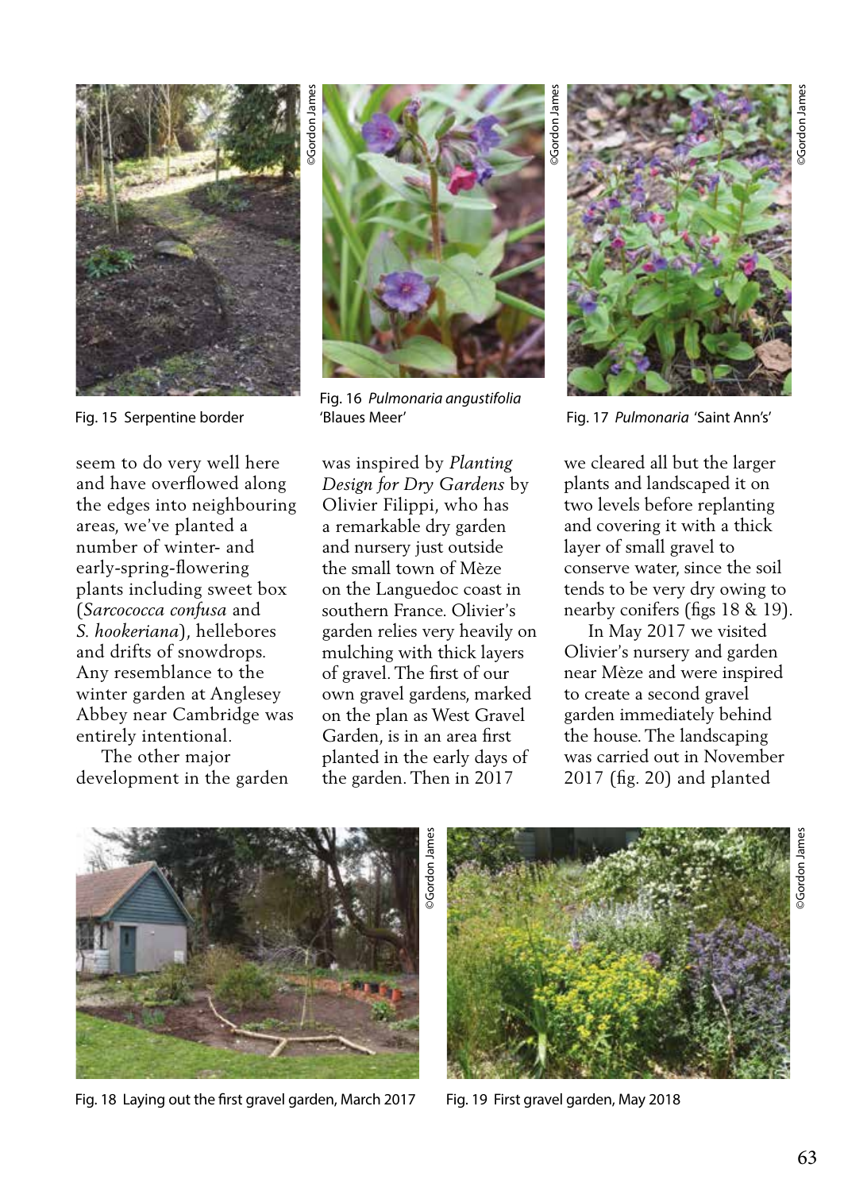Fig. 15 Serpentine border

Fig. 16 *Pulmonaria angustifolia* 'Blaues Meer'

Fig. 17 *Pulmonaria* 'Saint Ann's'

seem to do very well here and have overflowed along the edges into neighbouring areas, we've planted a number of winter- and early-spring-flowering plants including sweet box (*Sarcococca confusa* and *S. hookeriana*), hellebores and drifts of snowdrops. Any resemblance to the winter garden at Anglesey Abbey near Cambridge was entirely intentional.

The other major development in the garden was inspired by *Planting Design for Dry Gardens* by Olivier Filippi, who has a remarkable dry garden and nursery just outside the small town of Mèze on the Languedoc coast in southern France. Olivier's garden relies very heavily on mulching with thick layers of gravel. The first of our own gravel gardens, marked on the plan as West Gravel Garden, is in an area first planted in the early days of the garden. Then in 2017 we cleared all but the larger plants and landscaped it on two levels before replanting and covering it with a thick layer of small gravel to conserve water, since the soil tends to be very dry owing to nearby conifers (figs 18 & 19).

In May 2017 we visited Olivier's nursery and garden near Mèze and were inspired to create a second gravel garden immediately behind the house. The landscaping was carried out in November 2017 (fig. 20) and planted

Fig. 18 Laying out the first gravel garden, March 2017

Fig. 19 First gravel garden, May 2018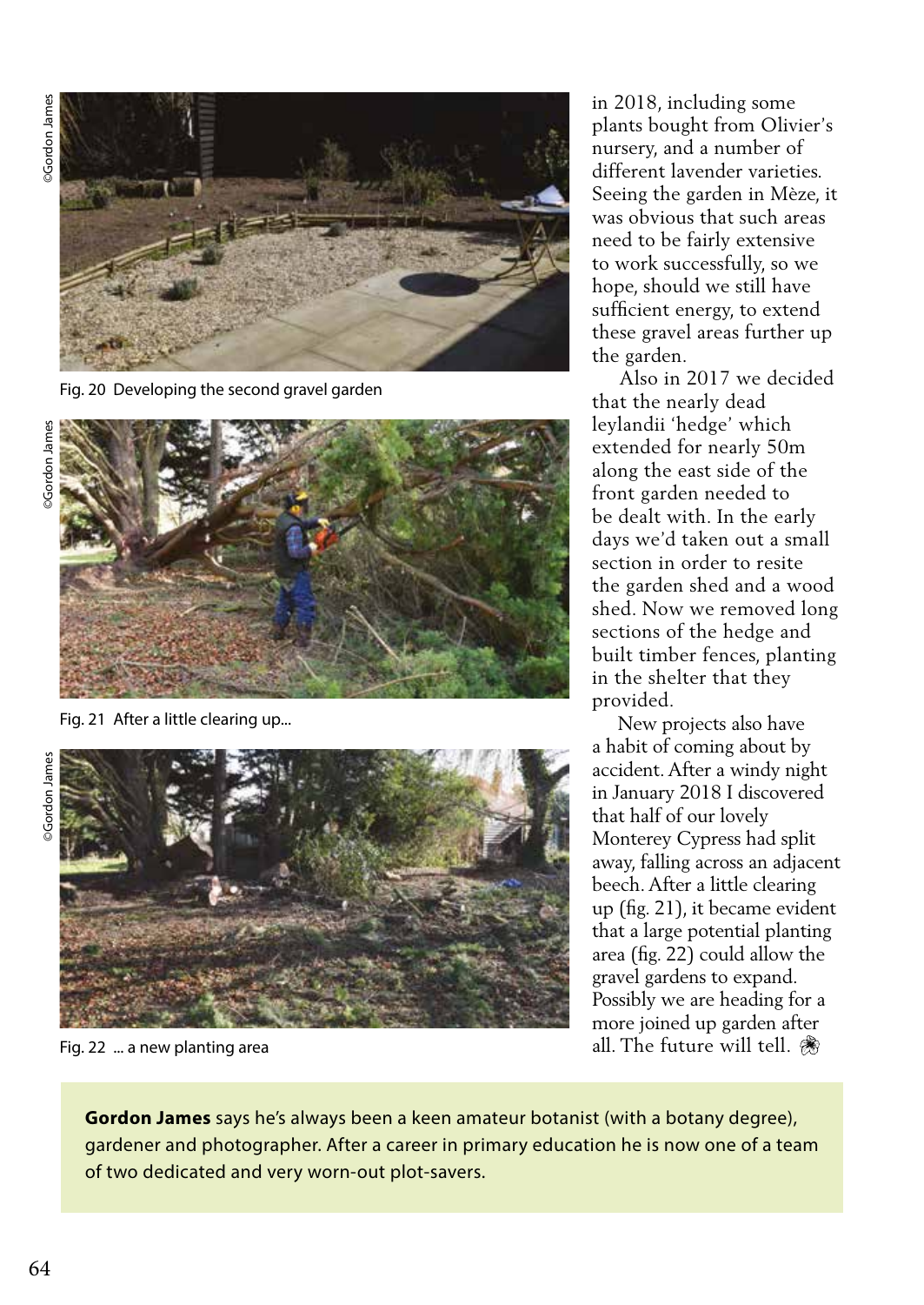©Gordon James

Fig. 20 Developing the second gravel garden

©Gordon James

Fig. 21 After a little clearing up...

©Gordon James

Fig. 22 ... a new planting area

in 2018, including some plants bought from Olivier's nursery, and a number of different lavender varieties. Seeing the garden in Mèze, it was obvious that such areas need to be fairly extensive to work successfully, so we hope, should we still have sufficient energy, to extend these gravel areas further up the garden.

Also in 2017 we decided that the nearly dead leylandii 'hedge' which extended for nearly 50m along the east side of the front garden needed to be dealt with. In the early days we'd taken out a small section in order to resite the garden shed and a wood shed. Now we removed long sections of the hedge and built timber fences, planting in the shelter that they provided.

New projects also have a habit of coming about by accident. After a windy night in January 2018 I discovered that half of our lovely Monterey Cypress had split away, falling across an adjacent beech. After a little clearing up (fig. 21), it became evident that a large potential planting area (fig. 22) could allow the gravel gardens to expand. Possibly we are heading for a more joined up garden after all. The future will tell.

**Gordon James** says he's always been a keen amateur botanist (with a botany degree), gardener and photographer. After a career in primary education he is now one of a team of two dedicated and very worn-out plot-savers.